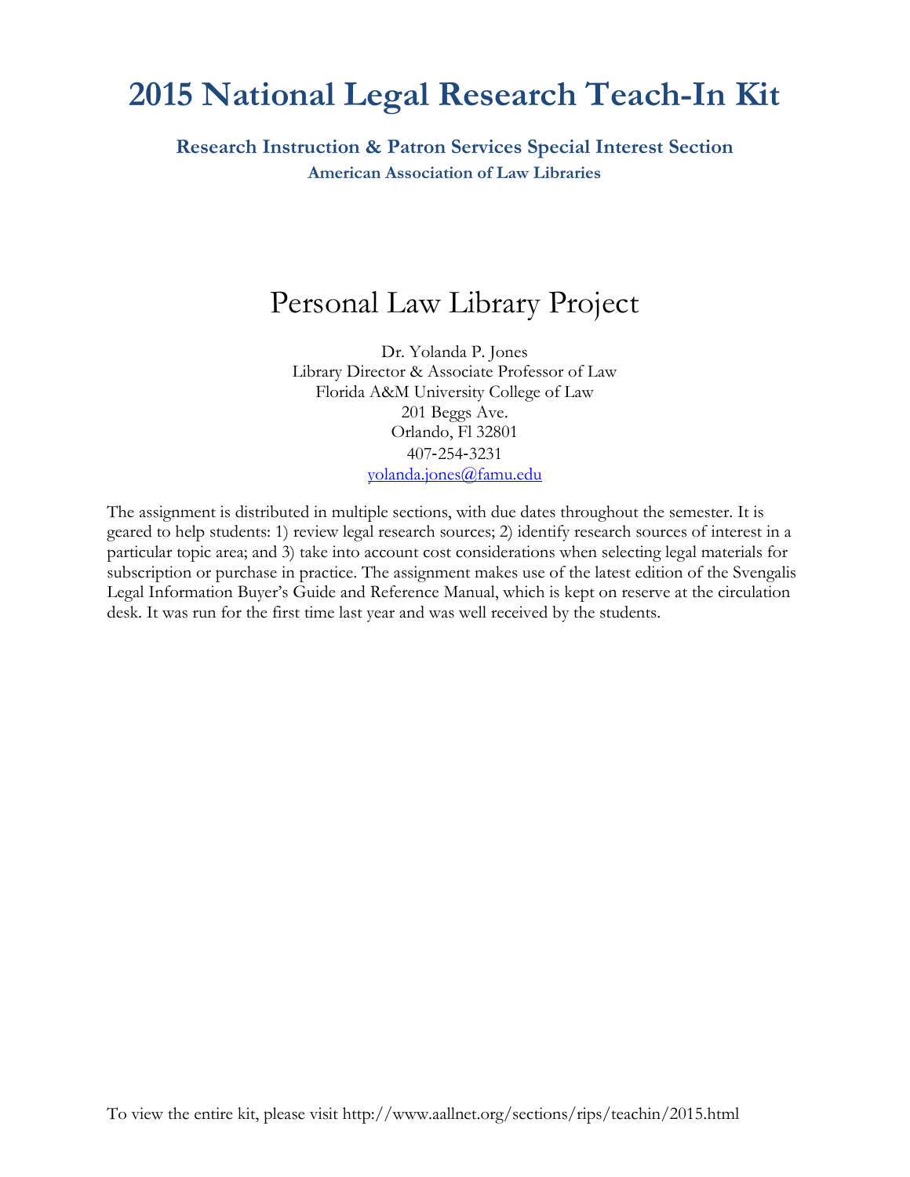# 2015 National Legal Research Teach-In Kit

**Research Instruction & Patron Services Special Interest Section**
**American Association of Law Libraries**

## Personal Law Library Project

Dr. Yolanda P. Jones
Library Director & Associate Professor of Law
Florida A&M University College of Law
201 Beggs Ave.
Orlando, Fl 32801
407-254-3231
yolanda.jones@famu.edu

The assignment is distributed in multiple sections, with due dates throughout the semester. It is geared to help students: 1) review legal research sources; 2) identify research sources of interest in a particular topic area; and 3) take into account cost considerations when selecting legal materials for subscription or purchase in practice. The assignment makes use of the latest edition of the Svengalis Legal Information Buyer's Guide and Reference Manual, which is kept on reserve at the circulation desk. It was run for the first time last year and was well received by the students.

To view the entire kit, please visit http://www.aallnet.org/sections/rips/teachin/2015.html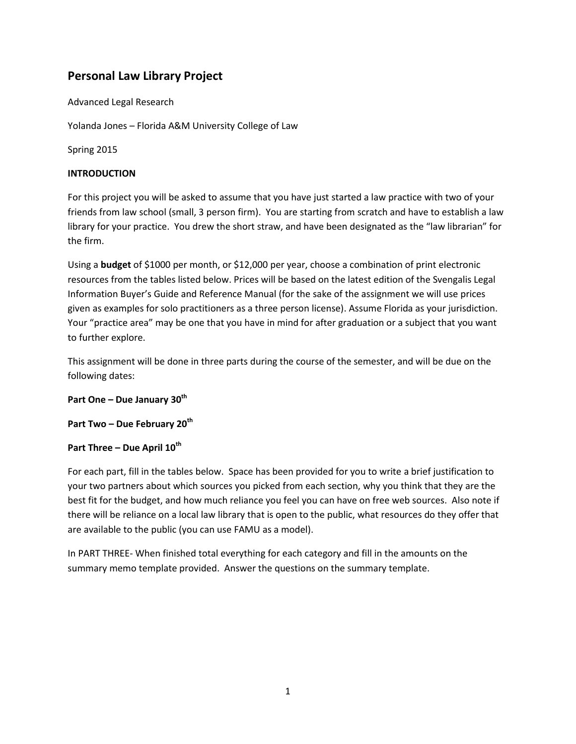## Personal Law Library Project

Advanced Legal Research

Yolanda Jones – Florida A&M University College of Law

Spring 2015

**INTRODUCTION**

For this project you will be asked to assume that you have just started a law practice with two of your friends from law school (small, 3 person firm). You are starting from scratch and have to establish a law library for your practice. You drew the short straw, and have been designated as the "law librarian" for the firm.

Using a **budget** of $1000 per month, or $12,000 per year, choose a combination of print electronic resources from the tables listed below. Prices will be based on the latest edition of the Svengalis Legal Information Buyer's Guide and Reference Manual (for the sake of the assignment we will use prices given as examples for solo practitioners as a three person license). Assume Florida as your jurisdiction. Your "practice area" may be one that you have in mind for after graduation or a subject that you want to further explore.

This assignment will be done in three parts during the course of the semester, and will be due on the following dates:

**Part One – Due January 30th**

**Part Two – Due February 20th**

**Part Three – Due April 10th**

For each part, fill in the tables below. Space has been provided for you to write a brief justification to your two partners about which sources you picked from each section, why you think that they are the best fit for the budget, and how much reliance you feel you can have on free web sources. Also note if there will be reliance on a local law library that is open to the public, what resources do they offer that are available to the public (you can use FAMU as a model).

In PART THREE- When finished total everything for each category and fill in the amounts on the summary memo template provided. Answer the questions on the summary template.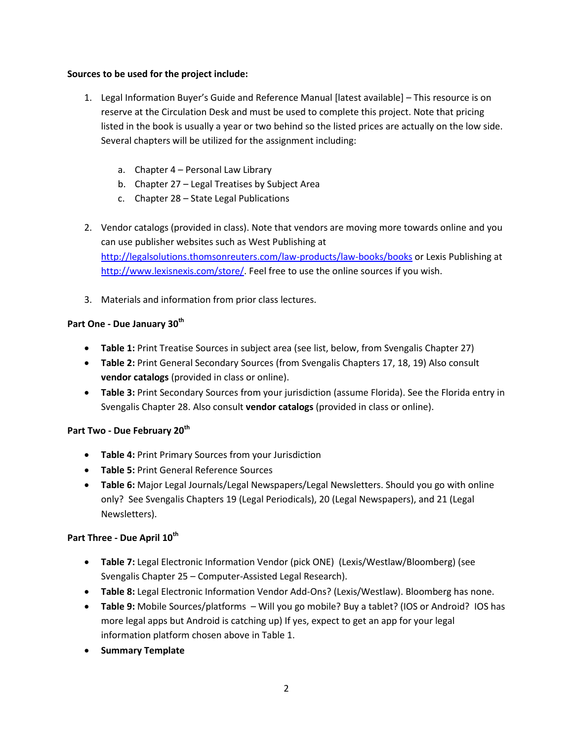**Sources to be used for the project include:**

1. Legal Information Buyer's Guide and Reference Manual [latest available] – This resource is on reserve at the Circulation Desk and must be used to complete this project. Note that pricing listed in the book is usually a year or two behind so the listed prices are actually on the low side. Several chapters will be utilized for the assignment including:

   a. Chapter 4 – Personal Law Library
   b. Chapter 27 – Legal Treatises by Subject Area
   c. Chapter 28 – State Legal Publications

2. Vendor catalogs (provided in class). Note that vendors are moving more towards online and you can use publisher websites such as West Publishing at http://legalsolutions.thomsonreuters.com/law-products/law-books/books or Lexis Publishing at http://www.lexisnexis.com/store/. Feel free to use the online sources if you wish.

3. Materials and information from prior class lectures.

**Part One - Due January 30th**

- **Table 1:** Print Treatise Sources in subject area (see list, below, from Svengalis Chapter 27)
- **Table 2:** Print General Secondary Sources (from Svengalis Chapters 17, 18, 19) Also consult **vendor catalogs** (provided in class or online).
- **Table 3:** Print Secondary Sources from your jurisdiction (assume Florida). See the Florida entry in Svengalis Chapter 28. Also consult **vendor catalogs** (provided in class or online).

**Part Two - Due February 20th**

- **Table 4:** Print Primary Sources from your Jurisdiction
- **Table 5:** Print General Reference Sources
- **Table 6:** Major Legal Journals/Legal Newspapers/Legal Newsletters. Should you go with online only? See Svengalis Chapters 19 (Legal Periodicals), 20 (Legal Newspapers), and 21 (Legal Newsletters).

**Part Three - Due April 10th**

- **Table 7:** Legal Electronic Information Vendor (pick ONE) (Lexis/Westlaw/Bloomberg) (see Svengalis Chapter 25 – Computer-Assisted Legal Research).
- **Table 8:** Legal Electronic Information Vendor Add-Ons? (Lexis/Westlaw). Bloomberg has none.
- **Table 9:** Mobile Sources/platforms – Will you go mobile? Buy a tablet? (IOS or Android? IOS has more legal apps but Android is catching up) If yes, expect to get an app for your legal information platform chosen above in Table 1.
- **Summary Template**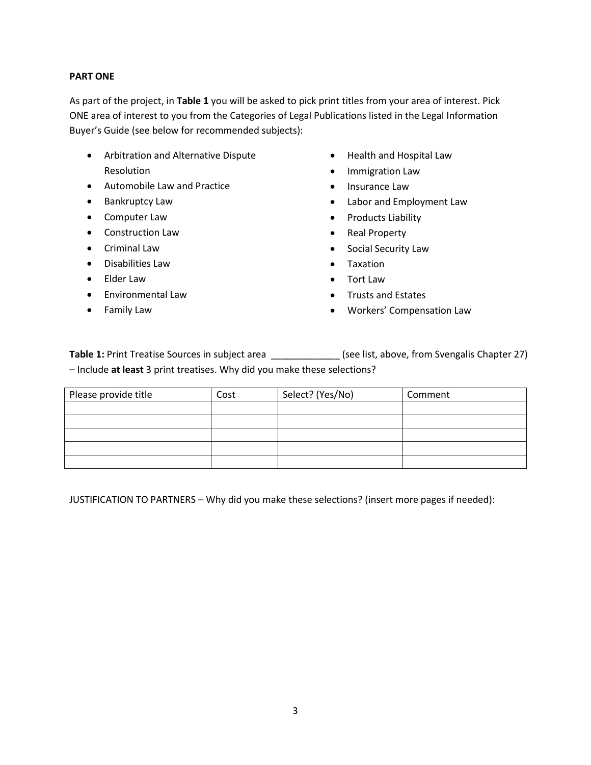**PART ONE**

As part of the project, in **Table 1** you will be asked to pick print titles from your area of interest. Pick ONE area of interest to you from the Categories of Legal Publications listed in the Legal Information Buyer's Guide (see below for recommended subjects):

- Arbitration and Alternative Dispute Resolution
- Automobile Law and Practice
- Bankruptcy Law
- Computer Law
- Construction Law
- Criminal Law
- Disabilities Law
- Elder Law
- Environmental Law
- Family Law
- Health and Hospital Law
- Immigration Law
- Insurance Law
- Labor and Employment Law
- Products Liability
- Real Property
- Social Security Law
- Taxation
- Tort Law
- Trusts and Estates
- Workers' Compensation Law

**Table 1:** Print Treatise Sources in subject area _____________ (see list, above, from Svengalis Chapter 27) – Include **at least** 3 print treatises. Why did you make these selections?

| Please provide title | Cost | Select? (Yes/No) | Comment |
| --- | --- | --- | --- |
| | | | |
| | | | |
| | | | |
| | | | |
| | | | |

JUSTIFICATION TO PARTNERS – Why did you make these selections? (insert more pages if needed):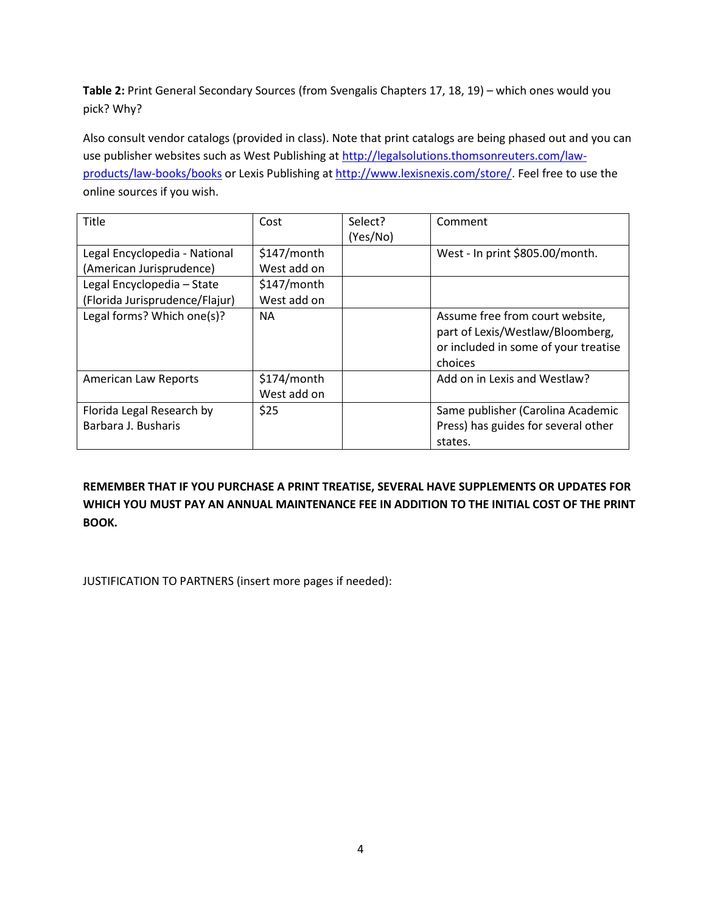**Table 2:** Print General Secondary Sources (from Svengalis Chapters 17, 18, 19) – which ones would you pick? Why?

Also consult vendor catalogs (provided in class). Note that print catalogs are being phased out and you can use publisher websites such as West Publishing at [http://legalsolutions.thomsonreuters.com/law-products/law-books/books](http://legalsolutions.thomsonreuters.com/law-products/law-books/books) or Lexis Publishing at [http://www.lexisnexis.com/store/](http://www.lexisnexis.com/store/). Feel free to use the online sources if you wish.

| Title | Cost | Select? (Yes/No) | Comment |
|---|---|---|---|
| Legal Encyclopedia - National (American Jurisprudence) | $147/month West add on | | West - In print $805.00/month. |
| Legal Encyclopedia – State (Florida Jurisprudence/Flajur) | $147/month West add on | | |
| Legal forms? Which one(s)? | NA | | Assume free from court website, part of Lexis/Westlaw/Bloomberg, or included in some of your treatise choices |
| American Law Reports | $174/month West add on | | Add on in Lexis and Westlaw? |
| Florida Legal Research by Barbara J. Busharis | $25 | | Same publisher (Carolina Academic Press) has guides for several other states. |

**REMEMBER THAT IF YOU PURCHASE A PRINT TREATISE, SEVERAL HAVE SUPPLEMENTS OR UPDATES FOR WHICH YOU MUST PAY AN ANNUAL MAINTENANCE FEE IN ADDITION TO THE INITIAL COST OF THE PRINT BOOK.**

JUSTIFICATION TO PARTNERS (insert more pages if needed):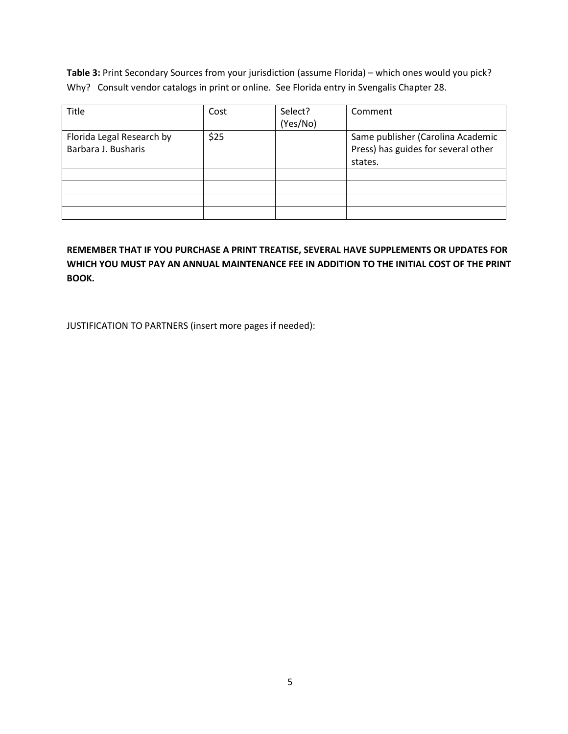**Table 3:** Print Secondary Sources from your jurisdiction (assume Florida) – which ones would you pick? Why? Consult vendor catalogs in print or online. See Florida entry in Svengalis Chapter 28.

| Title | Cost | Select? (Yes/No) | Comment |
|---|---|---|---|
| Florida Legal Research by Barbara J. Busharis | $25 | | Same publisher (Carolina Academic Press) has guides for several other states. |
| | | | |
| | | | |
| | | | |
| | | | |

**REMEMBER THAT IF YOU PURCHASE A PRINT TREATISE, SEVERAL HAVE SUPPLEMENTS OR UPDATES FOR WHICH YOU MUST PAY AN ANNUAL MAINTENANCE FEE IN ADDITION TO THE INITIAL COST OF THE PRINT BOOK.**

JUSTIFICATION TO PARTNERS (insert more pages if needed):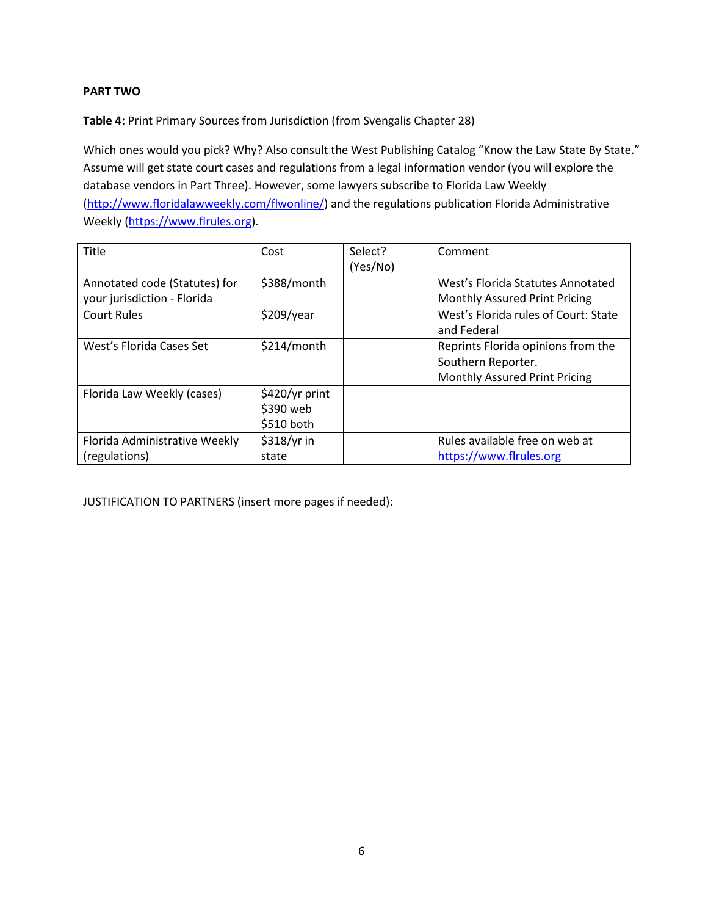**PART TWO**

**Table 4:** Print Primary Sources from Jurisdiction (from Svengalis Chapter 28)

Which ones would you pick? Why? Also consult the West Publishing Catalog "Know the Law State By State." Assume will get state court cases and regulations from a legal information vendor (you will explore the database vendors in Part Three). However, some lawyers subscribe to Florida Law Weekly (http://www.floridalawweekly.com/flwonline/) and the regulations publication Florida Administrative Weekly (https://www.flrules.org).

| Title | Cost | Select? (Yes/No) | Comment |
|---|---|---|---|
| Annotated code (Statutes) for your jurisdiction - Florida | $388/month | | West's Florida Statutes Annotated Monthly Assured Print Pricing |
| Court Rules | $209/year | | West's Florida rules of Court: State and Federal |
| West's Florida Cases Set | $214/month | | Reprints Florida opinions from the Southern Reporter. Monthly Assured Print Pricing |
| Florida Law Weekly (cases) | $420/yr print<br>$390 web<br>$510 both | | |
| Florida Administrative Weekly (regulations) | $318/yr in state | | Rules available free on web at https://www.flrules.org |

JUSTIFICATION TO PARTNERS (insert more pages if needed):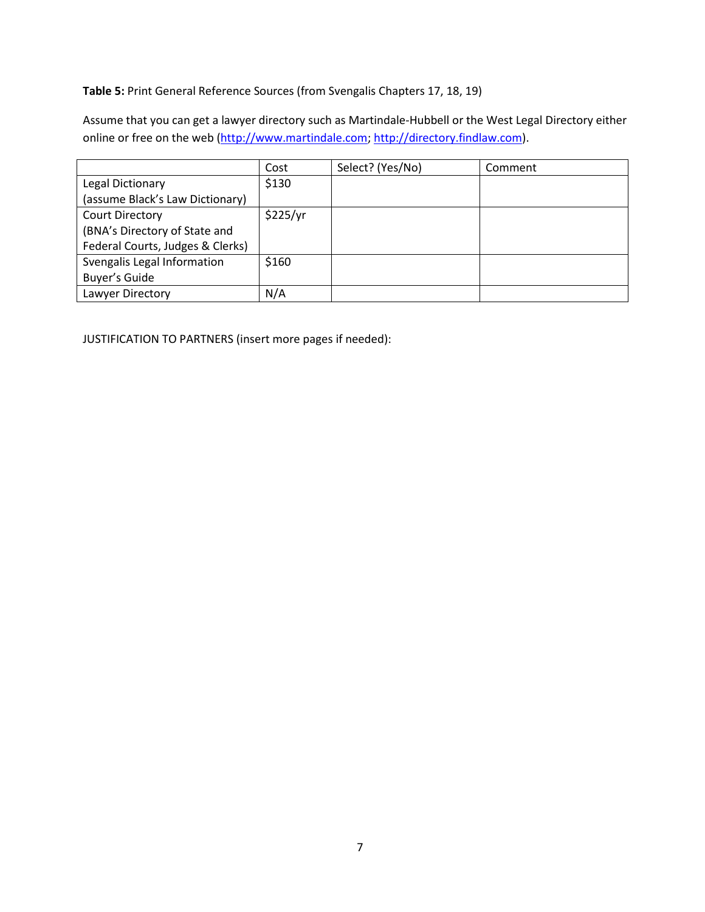**Table 5:** Print General Reference Sources (from Svengalis Chapters 17, 18, 19)

Assume that you can get a lawyer directory such as Martindale-Hubbell or the West Legal Directory either online or free on the web (http://www.martindale.com; http://directory.findlaw.com).

| | Cost | Select? (Yes/No) | Comment |
|---|---|---|---|
| Legal Dictionary (assume Black's Law Dictionary) | $130 | | |
| Court Directory (BNA's Directory of State and Federal Courts, Judges & Clerks) | $225/yr | | |
| Svengalis Legal Information Buyer's Guide | $160 | | |
| Lawyer Directory | N/A | | |

JUSTIFICATION TO PARTNERS (insert more pages if needed):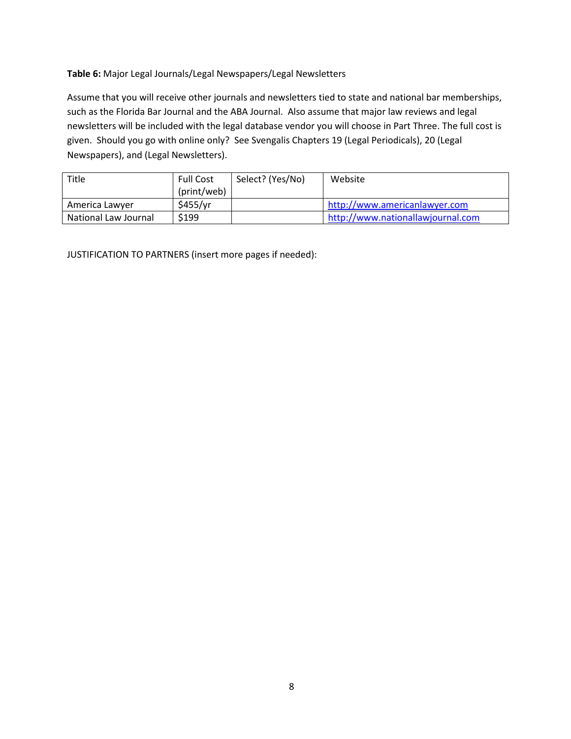**Table 6:** Major Legal Journals/Legal Newspapers/Legal Newsletters

Assume that you will receive other journals and newsletters tied to state and national bar memberships, such as the Florida Bar Journal and the ABA Journal. Also assume that major law reviews and legal newsletters will be included with the legal database vendor you will choose in Part Three. The full cost is given. Should you go with online only? See Svengalis Chapters 19 (Legal Periodicals), 20 (Legal Newspapers), and (Legal Newsletters).

| Title | Full Cost (print/web) | Select? (Yes/No) | Website |
|---|---|---|---|
| America Lawyer | $455/yr | | http://www.americanlawyer.com |
| National Law Journal | $199 | | http://www.nationallawjournal.com |

JUSTIFICATION TO PARTNERS (insert more pages if needed):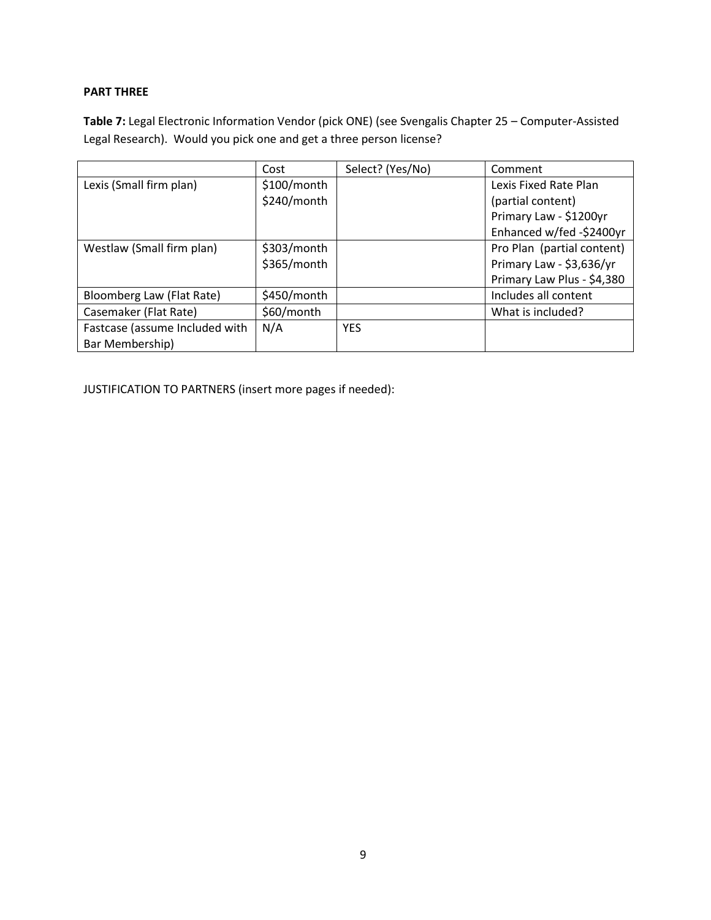**PART THREE**

**Table 7:** Legal Electronic Information Vendor (pick ONE) (see Svengalis Chapter 25 – Computer-Assisted Legal Research). Would you pick one and get a three person license?

| | Cost | Select? (Yes/No) | Comment |
|---|---|---|---|
| Lexis (Small firm plan) | $100/month<br>$240/month | | Lexis Fixed Rate Plan (partial content)<br>Primary Law - $1200yr<br>Enhanced w/fed -$2400yr |
| Westlaw (Small firm plan) | $303/month<br>$365/month | | Pro Plan (partial content)<br>Primary Law - $3,636/yr<br>Primary Law Plus - $4,380 |
| Bloomberg Law (Flat Rate) | $450/month | | Includes all content |
| Casemaker (Flat Rate) | $60/month | | What is included? |
| Fastcase (assume Included with Bar Membership) | N/A | YES | |

JUSTIFICATION TO PARTNERS (insert more pages if needed):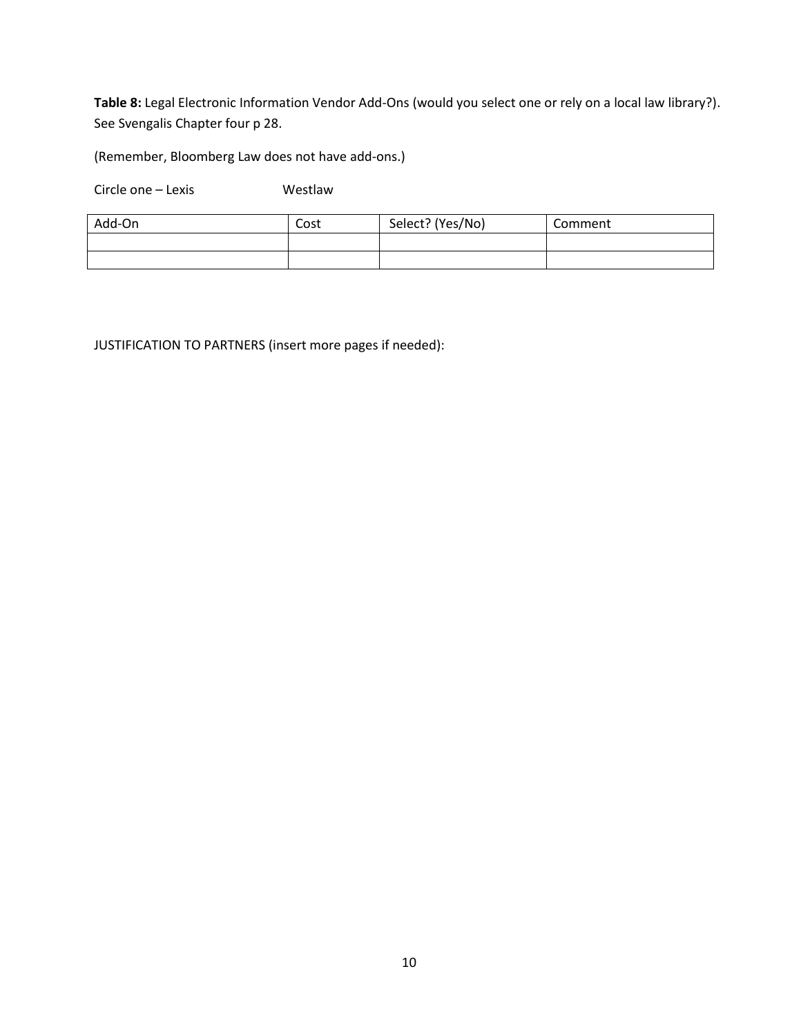**Table 8:** Legal Electronic Information Vendor Add-Ons (would you select one or rely on a local law library?). See Svengalis Chapter four p 28.

(Remember, Bloomberg Law does not have add-ons.)

Circle one – Lexis Westlaw

| Add-On | Cost | Select? (Yes/No) | Comment |
|---|---|---|---|
| | | | |
| | | | |

JUSTIFICATION TO PARTNERS (insert more pages if needed):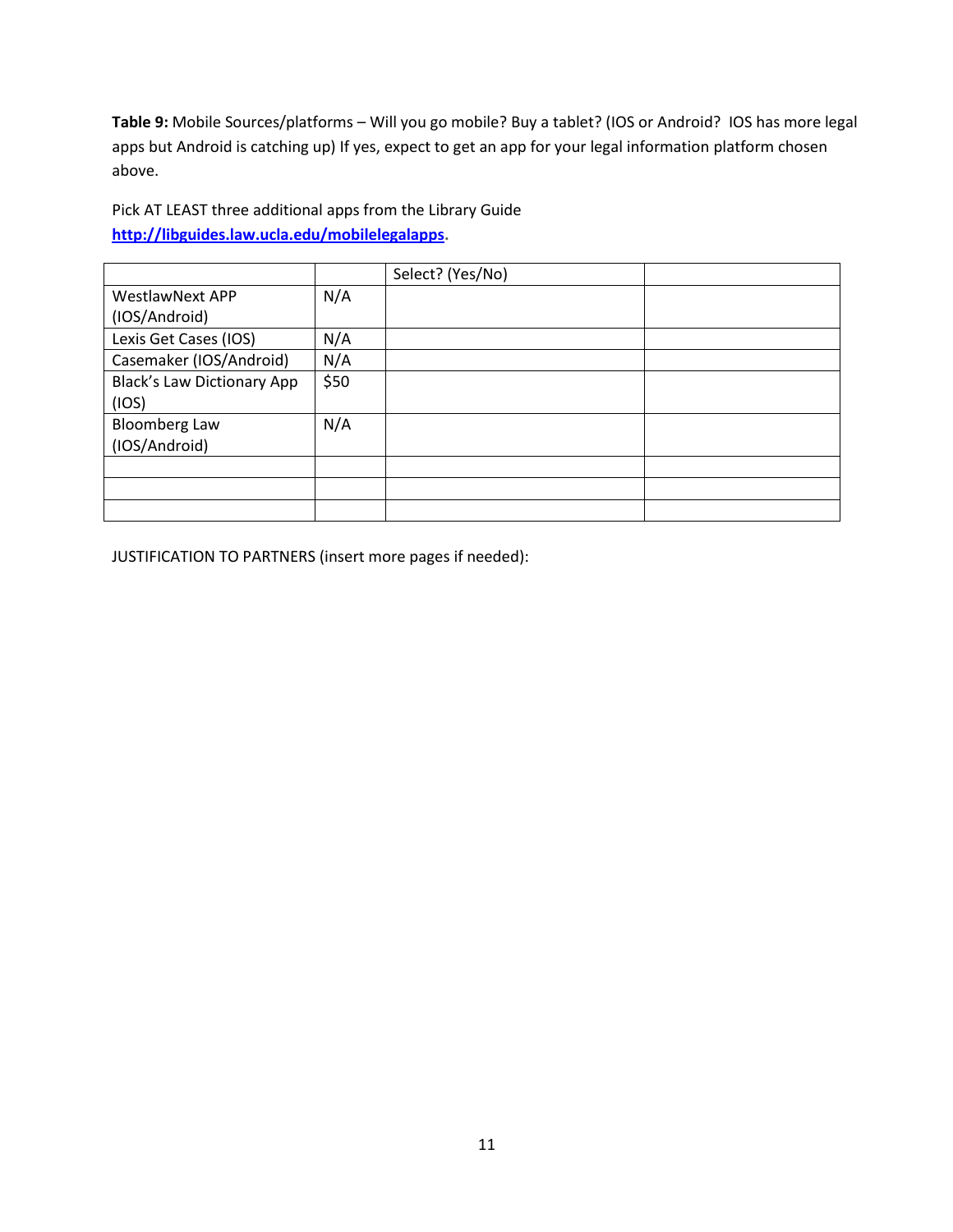**Table 9:** Mobile Sources/platforms – Will you go mobile? Buy a tablet? (IOS or Android? IOS has more legal apps but Android is catching up) If yes, expect to get an app for your legal information platform chosen above.

Pick AT LEAST three additional apps from the Library Guide **http://libguides.law.ucla.edu/mobilelegalapps**.

| | | Select? (Yes/No) | |
|---|---|---|---|
| WestlawNext APP (IOS/Android) | N/A | | |
| Lexis Get Cases (IOS) | N/A | | |
| Casemaker (IOS/Android) | N/A | | |
| Black's Law Dictionary App (IOS) | $50 | | |
| Bloomberg Law (IOS/Android) | N/A | | |
| | | | |
| | | | |
| | | | |

JUSTIFICATION TO PARTNERS (insert more pages if needed):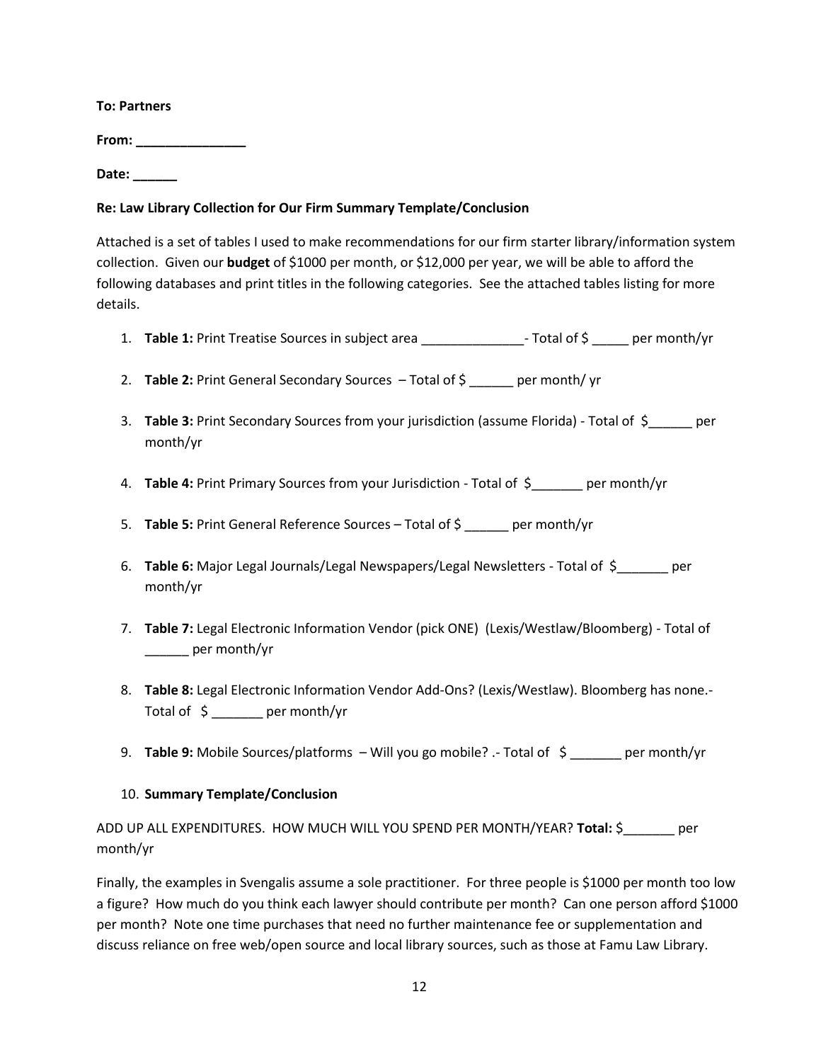**To: Partners**

**From: _______________**

**Date: ______**

**Re: Law Library Collection for Our Firm Summary Template/Conclusion**

Attached is a set of tables I used to make recommendations for our firm starter library/information system collection. Given our **budget** of $1000 per month, or $12,000 per year, we will be able to afford the following databases and print titles in the following categories. See the attached tables listing for more details.

1. **Table 1:** Print Treatise Sources in subject area ______________- Total of $ _____ per month/yr
2. **Table 2:** Print General Secondary Sources – Total of $ ______ per month/ yr
3. **Table 3:** Print Secondary Sources from your jurisdiction (assume Florida) - Total of $______ per month/yr
4. **Table 4:** Print Primary Sources from your Jurisdiction - Total of $_______ per month/yr
5. **Table 5:** Print General Reference Sources – Total of $ ______ per month/yr
6. **Table 6:** Major Legal Journals/Legal Newspapers/Legal Newsletters - Total of $_______ per month/yr
7. **Table 7:** Legal Electronic Information Vendor (pick ONE) (Lexis/Westlaw/Bloomberg) - Total of ______ per month/yr
8. **Table 8:** Legal Electronic Information Vendor Add-Ons? (Lexis/Westlaw). Bloomberg has none.- Total of $ _______ per month/yr
9. **Table 9:** Mobile Sources/platforms – Will you go mobile? .- Total of $ _______ per month/yr
10. **Summary Template/Conclusion**

ADD UP ALL EXPENDITURES. HOW MUCH WILL YOU SPEND PER MONTH/YEAR? **Total:** $_______ per month/yr

Finally, the examples in Svengalis assume a sole practitioner. For three people is $1000 per month too low a figure? How much do you think each lawyer should contribute per month? Can one person afford $1000 per month? Note one time purchases that need no further maintenance fee or supplementation and discuss reliance on free web/open source and local library sources, such as those at Famu Law Library.